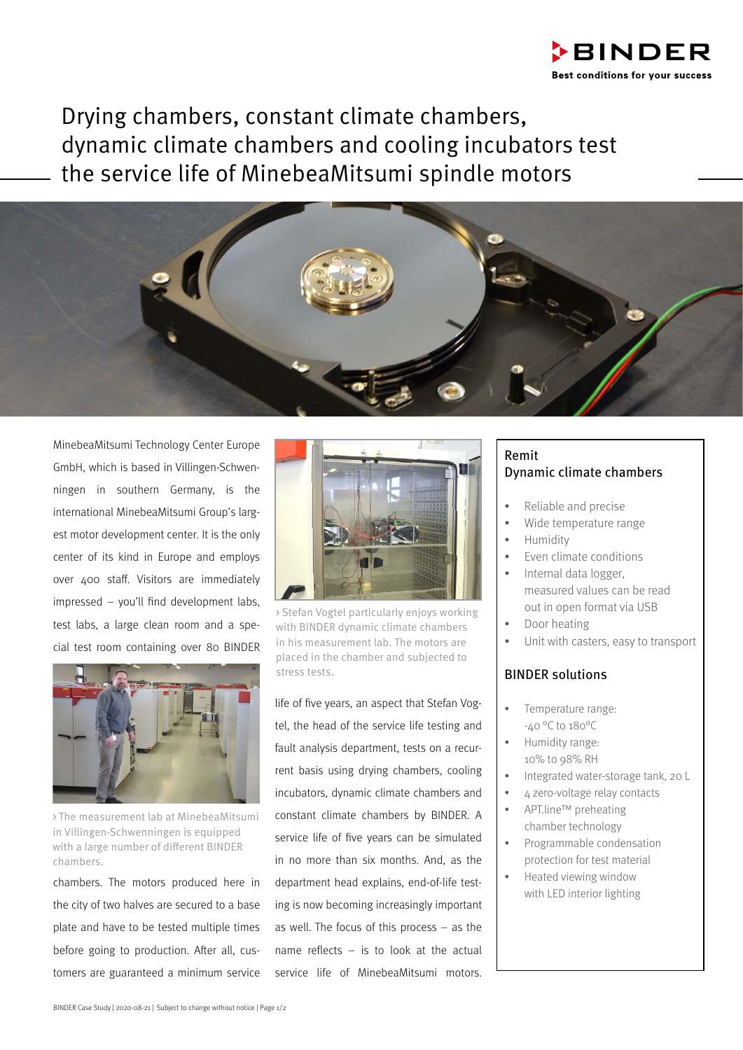# Drying chambers, constant climate chambers, dynamic climate chambers and cooling incubators test the service life of MinebeaMitsumi spindle motors

MinebeaMitsumi Technology Center Europe GmbH, which is based in Villingen-Schwenningen in southern Germany, is the international MinebeaMitsumi Group's largest motor development center. It is the only center of its kind in Europe and employs over 400 staff. Visitors are immediately impressed – you'll find development labs, test labs, a large clean room and a special test room containing over 80 BINDER chambers. The motors produced here in the city of two halves are secured to a base plate and have to be tested multiple times before going to production. After all, customers are guaranteed a minimum service life of five years, an aspect that Stefan Vogtel, the head of the service life testing and fault analysis department, tests on a recurrent basis using drying chambers, cooling incubators, dynamic climate chambers and constant climate chambers by BINDER. A service life of five years can be simulated in no more than six months. And, as the department head explains, end-of-life testing is now becoming increasingly important as well. The focus of this process – as the name reflects – is to look at the actual service life of MinebeaMitsumi motors.

› The measurement lab at MinebeaMitsumi in Villingen-Schwenningen is equipped with a large number of different BINDER chambers.

› Stefan Vogtel particularly enjoys working with BINDER dynamic climate chambers in his measurement lab. The motors are placed in the chamber and subjected to stress tests.

## Remit
## Dynamic climate chambers

- Reliable and precise
- Wide temperature range
- Humidity
- Even climate conditions
- Internal data logger, measured values can be read out in open format via USB
- Door heating
- Unit with casters, easy to transport

## BINDER solutions

- Temperature range: -40 °C to 180°C
- Humidity range: 10% to 98% RH
- Integrated water-storage tank, 20 L
- 4 zero-voltage relay contacts
- APT.line™ preheating chamber technology
- Programmable condensation protection for test material
- Heated viewing window with LED interior lighting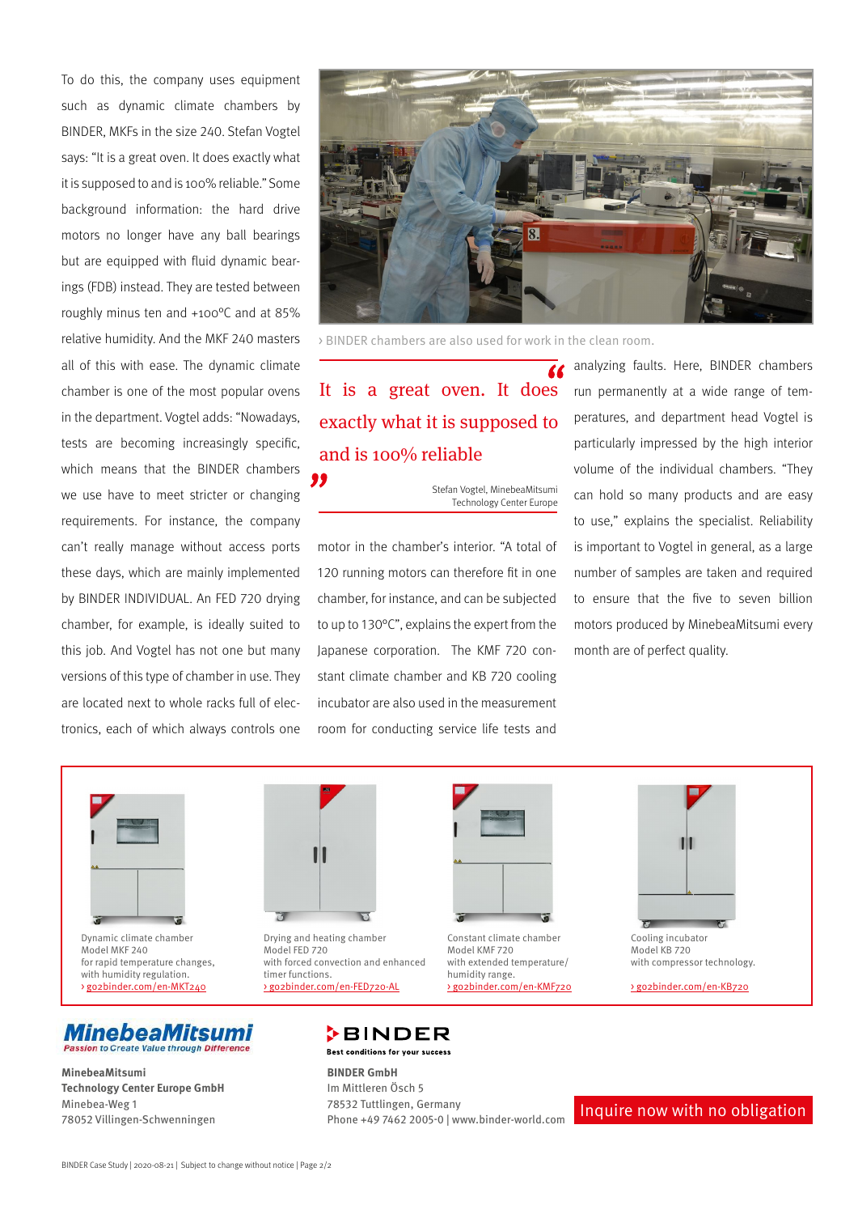To do this, the company uses equipment such as dynamic climate chambers by BINDER, MKFs in the size 240. Stefan Vogtel says: "It is a great oven. It does exactly what it is supposed to and is 100% reliable." Some background information: the hard drive motors no longer have any ball bearings but are equipped with fluid dynamic bearings (FDB) instead. They are tested between roughly minus ten and +100°C and at 85% relative humidity. And the MKF 240 masters all of this with ease. The dynamic climate chamber is one of the most popular ovens in the department. Vogtel adds: "Nowadays, tests are becoming increasingly specific, which means that the BINDER chambers we use have to meet stricter or changing requirements. For instance, the company can't really manage without access ports these days, which are mainly implemented by BINDER INDIVIDUAL. An FED 720 drying chamber, for example, is ideally suited to this job. And Vogtel has not one but many versions of this type of chamber in use. They are located next to whole racks full of electronics, each of which always controls one motor in the chamber's interior. "A total of 120 running motors can therefore fit in one chamber, for instance, and can be subjected to up to 130°C", explains the expert from the Japanese corporation. The KMF 720 constant climate chamber and KB 720 cooling incubator are also used in the measurement room for conducting service life tests and analyzing faults. Here, BINDER chambers run permanently at a wide range of temperatures, and department head Vogtel is particularly impressed by the high interior volume of the individual chambers. "They can hold so many products and are easy to use," explains the specialist. Reliability is important to Vogtel in general, as a large number of samples are taken and required to ensure that the five to seven billion motors produced by MinebeaMitsumi every month are of perfect quality.

› BINDER chambers are also used for work in the clean room.

> "It is a great oven. It does exactly what it is supposed to and is 100% reliable"
>
> Stefan Vogtel, MinebeaMitsumi Technology Center Europe

Dynamic climate chamber
Model MKF 240
for rapid temperature changes, with humidity regulation.
› go2binder.com/en-MKT240

Drying and heating chamber
Model FED 720
with forced convection and enhanced timer functions.
› go2binder.com/en-FED720-AL

Constant climate chamber
Model KMF 720
with extended temperature/humidity range.
› go2binder.com/en-KMF720

Cooling incubator
Model KB 720
with compressor technology.
› go2binder.com/en-KB720

MinebeaMitsumi
Passion to Create Value through Difference

**MinebeaMitsumi**
**Technology Center Europe GmbH**
Minebea-Weg 1
78052 Villingen-Schwenningen

BINDER
Best conditions for your success

**BINDER GmbH**
Im Mittleren Ösch 5
78532 Tuttlingen, Germany
Phone +49 7462 2005-0 | www.binder-world.com

Inquire now with no obligation

BINDER Case Study | 2020-08-21 | Subject to change without notice